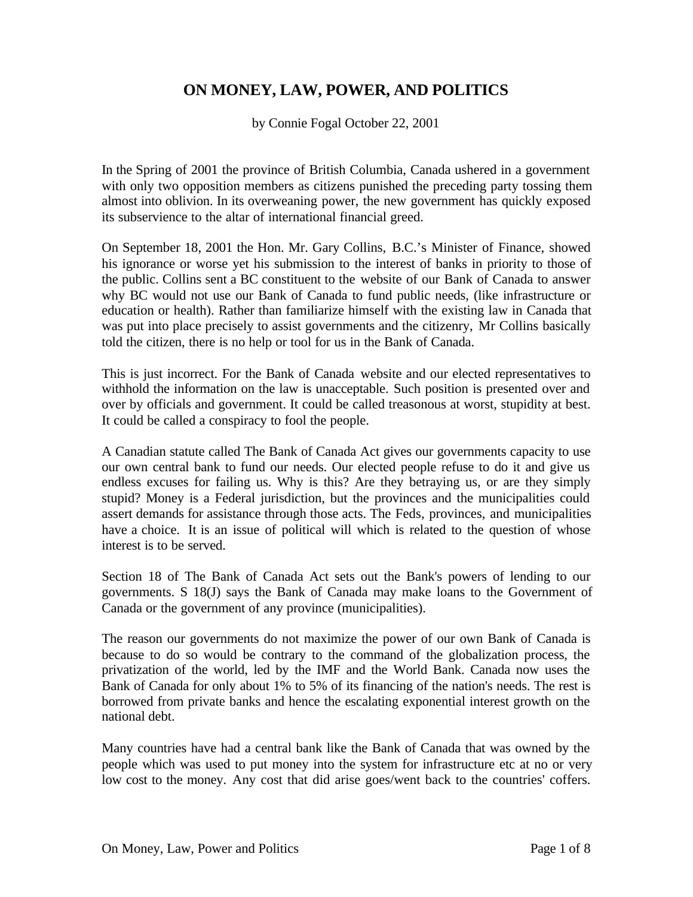# ON MONEY, LAW, POWER, AND POLITICS

by Connie Fogal October 22, 2001

In the Spring of 2001 the province of British Columbia, Canada ushered in a government with only two opposition members as citizens punished the preceding party tossing them almost into oblivion. In its overweaning power, the new government has quickly exposed its subservience to the altar of international financial greed.

On September 18, 2001 the Hon. Mr. Gary Collins, B.C.'s Minister of Finance, showed his ignorance or worse yet his submission to the interest of banks in priority to those of the public. Collins sent a BC constituent to the website of our Bank of Canada to answer why BC would not use our Bank of Canada to fund public needs, (like infrastructure or education or health). Rather than familiarize himself with the existing law in Canada that was put into place precisely to assist governments and the citizenry, Mr Collins basically told the citizen, there is no help or tool for us in the Bank of Canada.

This is just incorrect. For the Bank of Canada website and our elected representatives to withhold the information on the law is unacceptable. Such position is presented over and over by officials and government. It could be called treasonous at worst, stupidity at best. It could be called a conspiracy to fool the people.

A Canadian statute called The Bank of Canada Act gives our governments capacity to use our own central bank to fund our needs. Our elected people refuse to do it and give us endless excuses for failing us. Why is this? Are they betraying us, or are they simply stupid? Money is a Federal jurisdiction, but the provinces and the municipalities could assert demands for assistance through those acts. The Feds, provinces, and municipalities have a choice. It is an issue of political will which is related to the question of whose interest is to be served.

Section 18 of The Bank of Canada Act sets out the Bank's powers of lending to our governments. S 18(J) says the Bank of Canada may make loans to the Government of Canada or the government of any province (municipalities).

The reason our governments do not maximize the power of our own Bank of Canada is because to do so would be contrary to the command of the globalization process, the privatization of the world, led by the IMF and the World Bank. Canada now uses the Bank of Canada for only about 1% to 5% of its financing of the nation's needs. The rest is borrowed from private banks and hence the escalating exponential interest growth on the national debt.

Many countries have had a central bank like the Bank of Canada that was owned by the people which was used to put money into the system for infrastructure etc at no or very low cost to the money. Any cost that did arise goes/went back to the countries' coffers.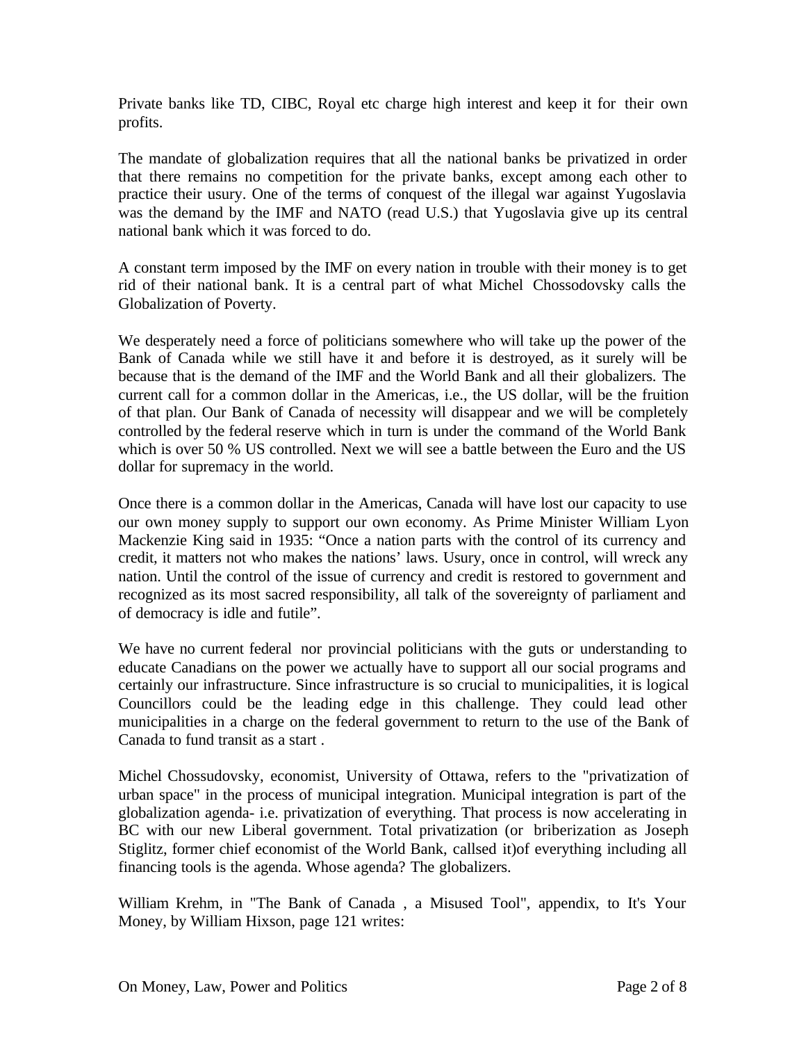Private banks like TD, CIBC, Royal etc charge high interest and keep it for their own profits.

The mandate of globalization requires that all the national banks be privatized in order that there remains no competition for the private banks, except among each other to practice their usury. One of the terms of conquest of the illegal war against Yugoslavia was the demand by the IMF and NATO (read U.S.) that Yugoslavia give up its central national bank which it was forced to do.

A constant term imposed by the IMF on every nation in trouble with their money is to get rid of their national bank. It is a central part of what Michel Chossodovsky calls the Globalization of Poverty.

We desperately need a force of politicians somewhere who will take up the power of the Bank of Canada while we still have it and before it is destroyed, as it surely will be because that is the demand of the IMF and the World Bank and all their globalizers. The current call for a common dollar in the Americas, i.e., the US dollar, will be the fruition of that plan. Our Bank of Canada of necessity will disappear and we will be completely controlled by the federal reserve which in turn is under the command of the World Bank which is over 50 % US controlled. Next we will see a battle between the Euro and the US dollar for supremacy in the world.

Once there is a common dollar in the Americas, Canada will have lost our capacity to use our own money supply to support our own economy. As Prime Minister William Lyon Mackenzie King said in 1935: "Once a nation parts with the control of its currency and credit, it matters not who makes the nations' laws. Usury, once in control, will wreck any nation. Until the control of the issue of currency and credit is restored to government and recognized as its most sacred responsibility, all talk of the sovereignty of parliament and of democracy is idle and futile".

We have no current federal nor provincial politicians with the guts or understanding to educate Canadians on the power we actually have to support all our social programs and certainly our infrastructure. Since infrastructure is so crucial to municipalities, it is logical Councillors could be the leading edge in this challenge. They could lead other municipalities in a charge on the federal government to return to the use of the Bank of Canada to fund transit as a start .

Michel Chossudovsky, economist, University of Ottawa, refers to the "privatization of urban space" in the process of municipal integration. Municipal integration is part of the globalization agenda- i.e. privatization of everything. That process is now accelerating in BC with our new Liberal government. Total privatization (or briberization as Joseph Stiglitz, former chief economist of the World Bank, callsed it)of everything including all financing tools is the agenda. Whose agenda? The globalizers.

William Krehm, in "The Bank of Canada , a Misused Tool", appendix, to It's Your Money, by William Hixson, page 121 writes: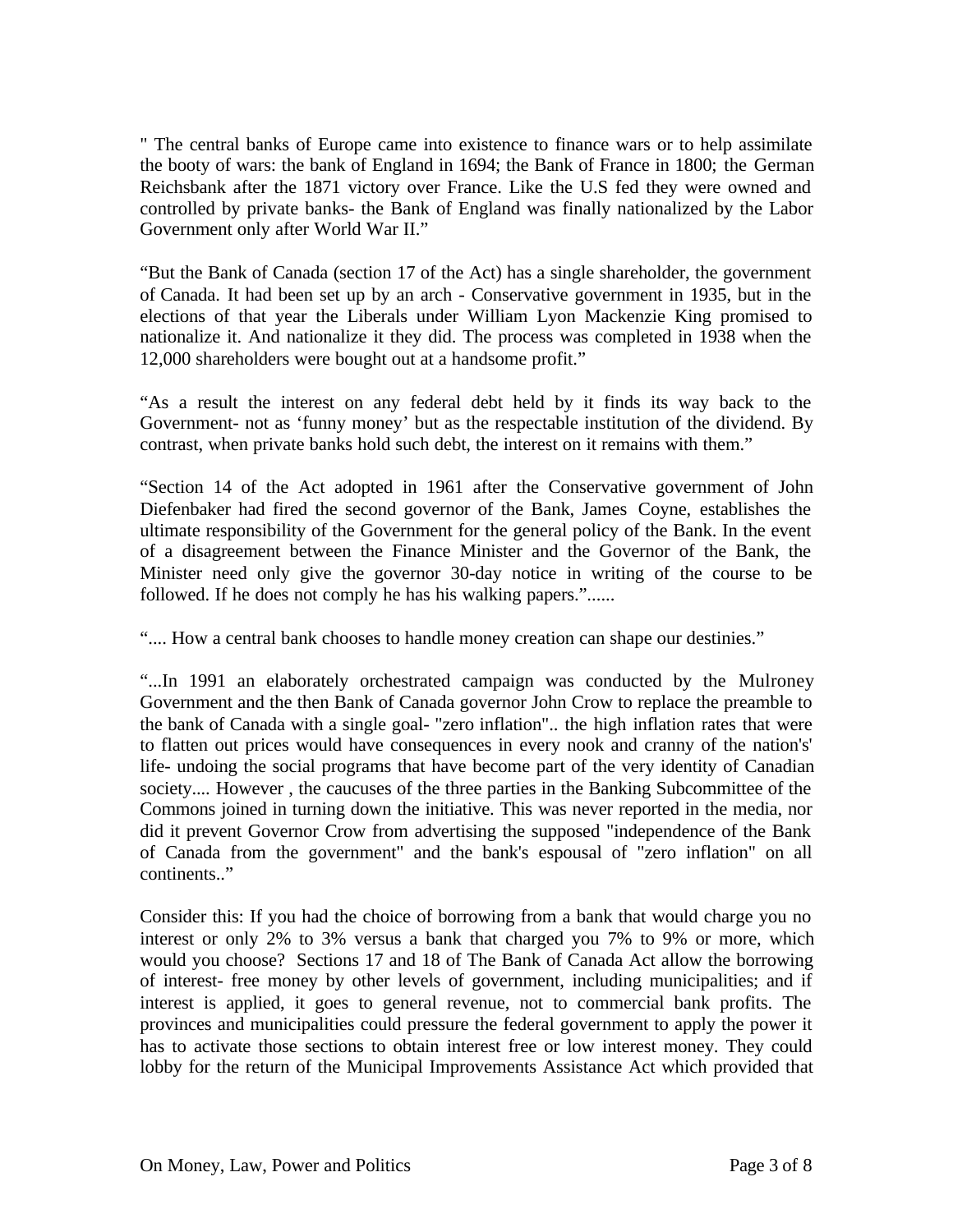" The central banks of Europe came into existence to finance wars or to help assimilate the booty of wars: the bank of England in 1694; the Bank of France in 1800; the German Reichsbank after the 1871 victory over France. Like the U.S fed they were owned and controlled by private banks- the Bank of England was finally nationalized by the Labor Government only after World War II."

"But the Bank of Canada (section 17 of the Act) has a single shareholder, the government of Canada. It had been set up by an arch - Conservative government in 1935, but in the elections of that year the Liberals under William Lyon Mackenzie King promised to nationalize it. And nationalize it they did. The process was completed in 1938 when the 12,000 shareholders were bought out at a handsome profit."

"As a result the interest on any federal debt held by it finds its way back to the Government- not as 'funny money' but as the respectable institution of the dividend. By contrast, when private banks hold such debt, the interest on it remains with them."

"Section 14 of the Act adopted in 1961 after the Conservative government of John Diefenbaker had fired the second governor of the Bank, James Coyne, establishes the ultimate responsibility of the Government for the general policy of the Bank. In the event of a disagreement between the Finance Minister and the Governor of the Bank, the Minister need only give the governor 30-day notice in writing of the course to be followed. If he does not comply he has his walking papers."......

".... How a central bank chooses to handle money creation can shape our destinies."

"...In 1991 an elaborately orchestrated campaign was conducted by the Mulroney Government and the then Bank of Canada governor John Crow to replace the preamble to the bank of Canada with a single goal- "zero inflation".. the high inflation rates that were to flatten out prices would have consequences in every nook and cranny of the nation's' life- undoing the social programs that have become part of the very identity of Canadian society.... However , the caucuses of the three parties in the Banking Subcommittee of the Commons joined in turning down the initiative. This was never reported in the media, nor did it prevent Governor Crow from advertising the supposed "independence of the Bank of Canada from the government" and the bank's espousal of "zero inflation" on all continents.."

Consider this: If you had the choice of borrowing from a bank that would charge you no interest or only 2% to 3% versus a bank that charged you 7% to 9% or more, which would you choose? Sections 17 and 18 of The Bank of Canada Act allow the borrowing of interest- free money by other levels of government, including municipalities; and if interest is applied, it goes to general revenue, not to commercial bank profits. The provinces and municipalities could pressure the federal government to apply the power it has to activate those sections to obtain interest free or low interest money. They could lobby for the return of the Municipal Improvements Assistance Act which provided that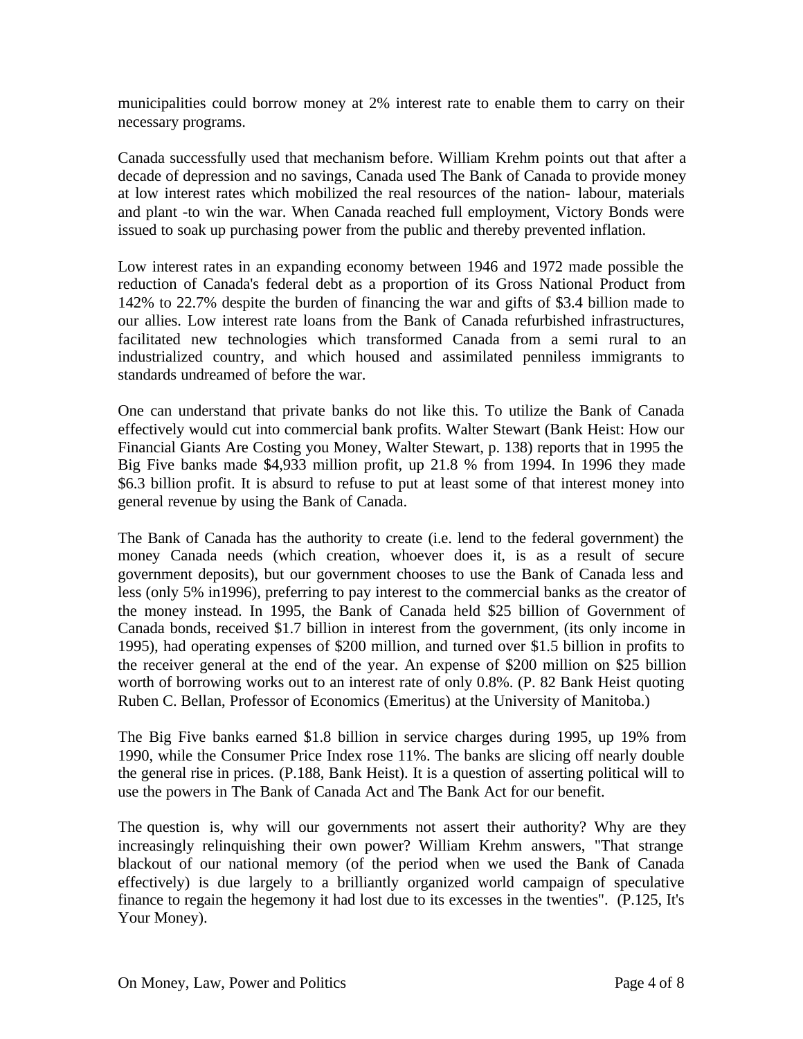municipalities could borrow money at 2% interest rate to enable them to carry on their necessary programs.

Canada successfully used that mechanism before. William Krehm points out that after a decade of depression and no savings, Canada used The Bank of Canada to provide money at low interest rates which mobilized the real resources of the nation- labour, materials and plant -to win the war. When Canada reached full employment, Victory Bonds were issued to soak up purchasing power from the public and thereby prevented inflation.

Low interest rates in an expanding economy between 1946 and 1972 made possible the reduction of Canada's federal debt as a proportion of its Gross National Product from 142% to 22.7% despite the burden of financing the war and gifts of $3.4 billion made to our allies. Low interest rate loans from the Bank of Canada refurbished infrastructures, facilitated new technologies which transformed Canada from a semi rural to an industrialized country, and which housed and assimilated penniless immigrants to standards undreamed of before the war.

One can understand that private banks do not like this. To utilize the Bank of Canada effectively would cut into commercial bank profits. Walter Stewart (Bank Heist: How our Financial Giants Are Costing you Money, Walter Stewart, p. 138) reports that in 1995 the Big Five banks made $4,933 million profit, up 21.8 % from 1994. In 1996 they made $6.3 billion profit. It is absurd to refuse to put at least some of that interest money into general revenue by using the Bank of Canada.

The Bank of Canada has the authority to create (i.e. lend to the federal government) the money Canada needs (which creation, whoever does it, is as a result of secure government deposits), but our government chooses to use the Bank of Canada less and less (only 5% in1996), preferring to pay interest to the commercial banks as the creator of the money instead. In 1995, the Bank of Canada held $25 billion of Government of Canada bonds, received $1.7 billion in interest from the government, (its only income in 1995), had operating expenses of $200 million, and turned over $1.5 billion in profits to the receiver general at the end of the year. An expense of $200 million on $25 billion worth of borrowing works out to an interest rate of only 0.8%. (P. 82 Bank Heist quoting Ruben C. Bellan, Professor of Economics (Emeritus) at the University of Manitoba.)

The Big Five banks earned $1.8 billion in service charges during 1995, up 19% from 1990, while the Consumer Price Index rose 11%. The banks are slicing off nearly double the general rise in prices. (P.188, Bank Heist). It is a question of asserting political will to use the powers in The Bank of Canada Act and The Bank Act for our benefit.

The question is, why will our governments not assert their authority? Why are they increasingly relinquishing their own power? William Krehm answers, "That strange blackout of our national memory (of the period when we used the Bank of Canada effectively) is due largely to a brilliantly organized world campaign of speculative finance to regain the hegemony it had lost due to its excesses in the twenties". (P.125, It's Your Money).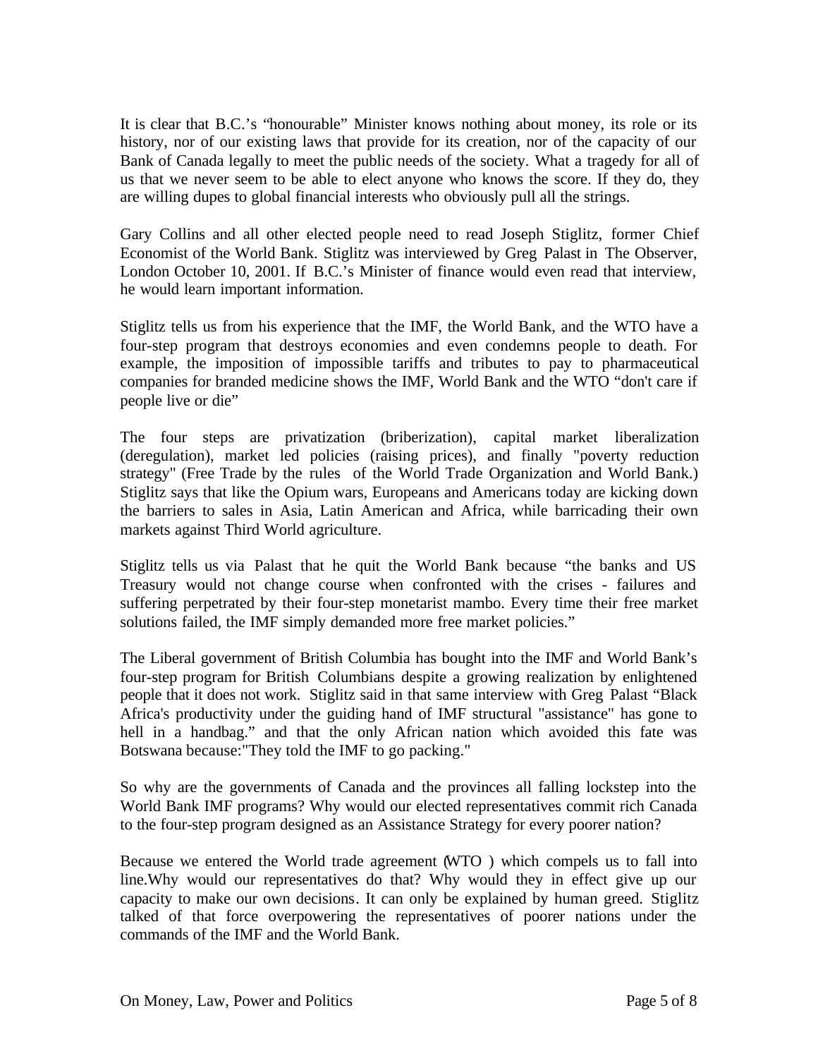It is clear that B.C.'s "honourable" Minister knows nothing about money, its role or its history, nor of our existing laws that provide for its creation, nor of the capacity of our Bank of Canada legally to meet the public needs of the society. What a tragedy for all of us that we never seem to be able to elect anyone who knows the score. If they do, they are willing dupes to global financial interests who obviously pull all the strings.

Gary Collins and all other elected people need to read Joseph Stiglitz, former Chief Economist of the World Bank. Stiglitz was interviewed by Greg Palast in The Observer, London October 10, 2001. If B.C.'s Minister of finance would even read that interview, he would learn important information.

Stiglitz tells us from his experience that the IMF, the World Bank, and the WTO have a four-step program that destroys economies and even condemns people to death. For example, the imposition of impossible tariffs and tributes to pay to pharmaceutical companies for branded medicine shows the IMF, World Bank and the WTO "don't care if people live or die"

The four steps are privatization (briberization), capital market liberalization (deregulation), market led policies (raising prices), and finally "poverty reduction strategy" (Free Trade by the rules of the World Trade Organization and World Bank.) Stiglitz says that like the Opium wars, Europeans and Americans today are kicking down the barriers to sales in Asia, Latin American and Africa, while barricading their own markets against Third World agriculture.

Stiglitz tells us via Palast that he quit the World Bank because "the banks and US Treasury would not change course when confronted with the crises - failures and suffering perpetrated by their four-step monetarist mambo. Every time their free market solutions failed, the IMF simply demanded more free market policies."

The Liberal government of British Columbia has bought into the IMF and World Bank's four-step program for British Columbians despite a growing realization by enlightened people that it does not work. Stiglitz said in that same interview with Greg Palast "Black Africa's productivity under the guiding hand of IMF structural "assistance" has gone to hell in a handbag." and that the only African nation which avoided this fate was Botswana because:"They told the IMF to go packing."

So why are the governments of Canada and the provinces all falling lockstep into the World Bank IMF programs? Why would our elected representatives commit rich Canada to the four-step program designed as an Assistance Strategy for every poorer nation?

Because we entered the World trade agreement (WTO ) which compels us to fall into line.Why would our representatives do that? Why would they in effect give up our capacity to make our own decisions. It can only be explained by human greed. Stiglitz talked of that force overpowering the representatives of poorer nations under the commands of the IMF and the World Bank.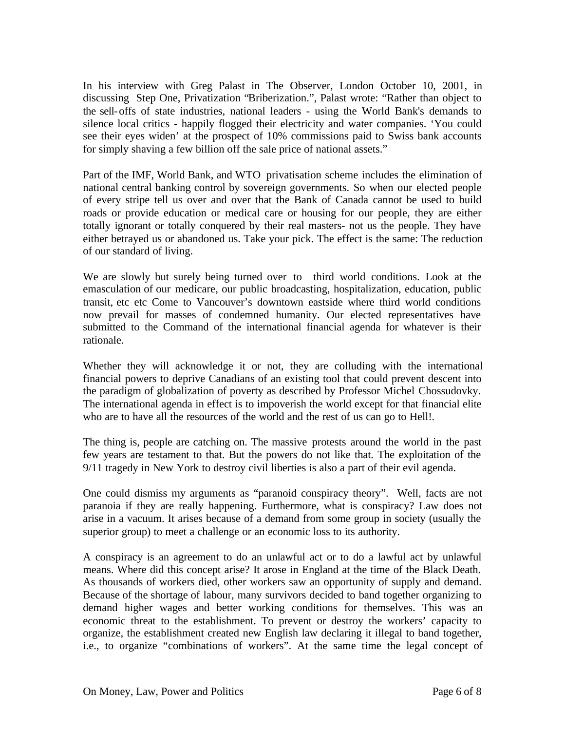In his interview with Greg Palast in The Observer, London October 10, 2001, in discussing Step One, Privatization "Briberization.", Palast wrote: "Rather than object to the sell-offs of state industries, national leaders - using the World Bank's demands to silence local critics - happily flogged their electricity and water companies. 'You could see their eyes widen' at the prospect of 10% commissions paid to Swiss bank accounts for simply shaving a few billion off the sale price of national assets."

Part of the IMF, World Bank, and WTO privatisation scheme includes the elimination of national central banking control by sovereign governments. So when our elected people of every stripe tell us over and over that the Bank of Canada cannot be used to build roads or provide education or medical care or housing for our people, they are either totally ignorant or totally conquered by their real masters- not us the people. They have either betrayed us or abandoned us. Take your pick. The effect is the same: The reduction of our standard of living.

We are slowly but surely being turned over to third world conditions. Look at the emasculation of our medicare, our public broadcasting, hospitalization, education, public transit, etc etc Come to Vancouver's downtown eastside where third world conditions now prevail for masses of condemned humanity. Our elected representatives have submitted to the Command of the international financial agenda for whatever is their rationale.

Whether they will acknowledge it or not, they are colluding with the international financial powers to deprive Canadians of an existing tool that could prevent descent into the paradigm of globalization of poverty as described by Professor Michel Chossudovky. The international agenda in effect is to impoverish the world except for that financial elite who are to have all the resources of the world and the rest of us can go to Hell!.

The thing is, people are catching on. The massive protests around the world in the past few years are testament to that. But the powers do not like that. The exploitation of the 9/11 tragedy in New York to destroy civil liberties is also a part of their evil agenda.

One could dismiss my arguments as "paranoid conspiracy theory". Well, facts are not paranoia if they are really happening. Furthermore, what is conspiracy? Law does not arise in a vacuum. It arises because of a demand from some group in society (usually the superior group) to meet a challenge or an economic loss to its authority.

A conspiracy is an agreement to do an unlawful act or to do a lawful act by unlawful means. Where did this concept arise? It arose in England at the time of the Black Death. As thousands of workers died, other workers saw an opportunity of supply and demand. Because of the shortage of labour, many survivors decided to band together organizing to demand higher wages and better working conditions for themselves. This was an economic threat to the establishment. To prevent or destroy the workers' capacity to organize, the establishment created new English law declaring it illegal to band together, i.e., to organize "combinations of workers". At the same time the legal concept of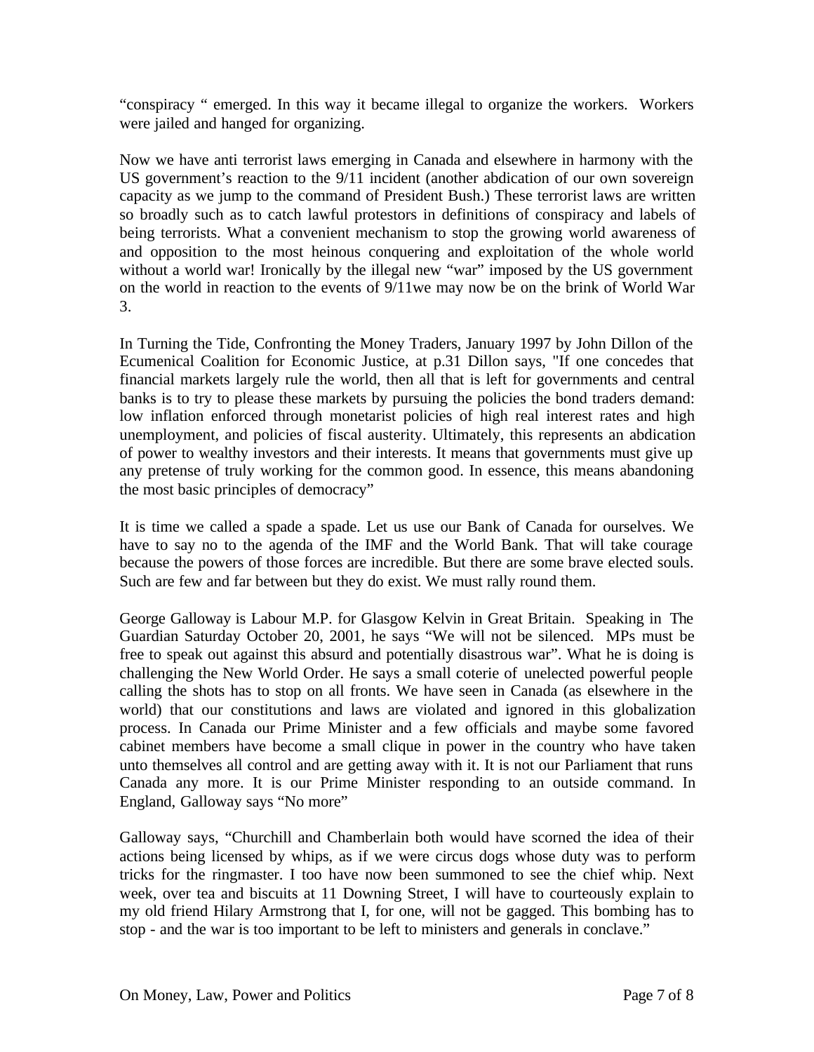"conspiracy " emerged. In this way it became illegal to organize the workers. Workers were jailed and hanged for organizing.

Now we have anti terrorist laws emerging in Canada and elsewhere in harmony with the US government's reaction to the 9/11 incident (another abdication of our own sovereign capacity as we jump to the command of President Bush.) These terrorist laws are written so broadly such as to catch lawful protestors in definitions of conspiracy and labels of being terrorists. What a convenient mechanism to stop the growing world awareness of and opposition to the most heinous conquering and exploitation of the whole world without a world war! Ironically by the illegal new "war" imposed by the US government on the world in reaction to the events of 9/11we may now be on the brink of World War 3.

In Turning the Tide, Confronting the Money Traders, January 1997 by John Dillon of the Ecumenical Coalition for Economic Justice, at p.31 Dillon says, "If one concedes that financial markets largely rule the world, then all that is left for governments and central banks is to try to please these markets by pursuing the policies the bond traders demand: low inflation enforced through monetarist policies of high real interest rates and high unemployment, and policies of fiscal austerity. Ultimately, this represents an abdication of power to wealthy investors and their interests. It means that governments must give up any pretense of truly working for the common good. In essence, this means abandoning the most basic principles of democracy"

It is time we called a spade a spade. Let us use our Bank of Canada for ourselves. We have to say no to the agenda of the IMF and the World Bank. That will take courage because the powers of those forces are incredible. But there are some brave elected souls. Such are few and far between but they do exist. We must rally round them.

George Galloway is Labour M.P. for Glasgow Kelvin in Great Britain. Speaking in The Guardian Saturday October 20, 2001, he says "We will not be silenced. MPs must be free to speak out against this absurd and potentially disastrous war". What he is doing is challenging the New World Order. He says a small coterie of unelected powerful people calling the shots has to stop on all fronts. We have seen in Canada (as elsewhere in the world) that our constitutions and laws are violated and ignored in this globalization process. In Canada our Prime Minister and a few officials and maybe some favored cabinet members have become a small clique in power in the country who have taken unto themselves all control and are getting away with it. It is not our Parliament that runs Canada any more. It is our Prime Minister responding to an outside command. In England, Galloway says "No more"

Galloway says, "Churchill and Chamberlain both would have scorned the idea of their actions being licensed by whips, as if we were circus dogs whose duty was to perform tricks for the ringmaster. I too have now been summoned to see the chief whip. Next week, over tea and biscuits at 11 Downing Street, I will have to courteously explain to my old friend Hilary Armstrong that I, for one, will not be gagged. This bombing has to stop - and the war is too important to be left to ministers and generals in conclave."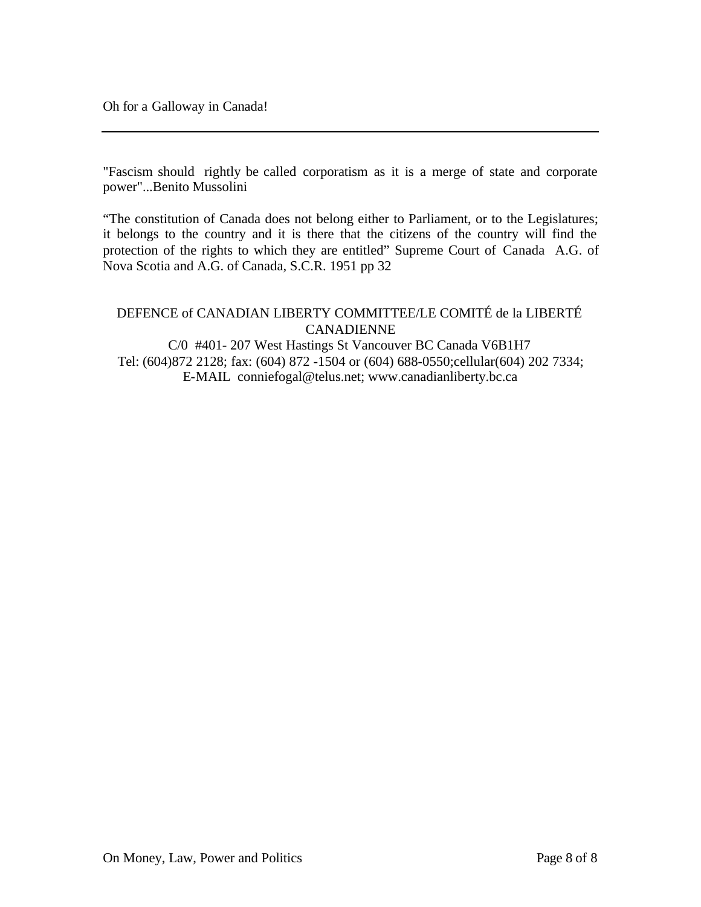Oh for a Galloway in Canada!

---

"Fascism should rightly be called corporatism as it is a merge of state and corporate power"...Benito Mussolini

"The constitution of Canada does not belong either to Parliament, or to the Legislatures; it belongs to the country and it is there that the citizens of the country will find the protection of the rights to which they are entitled" Supreme Court of Canada A.G. of Nova Scotia and A.G. of Canada, S.C.R. 1951 pp 32

DEFENCE of CANADIAN LIBERTY COMMITTEE/LE COMITÉ de la LIBERTÉ CANADIENNE
C/0 #401- 207 West Hastings St Vancouver BC Canada V6B1H7
Tel: (604)872 2128; fax: (604) 872 -1504 or (604) 688-0550;cellular(604) 202 7334;
E-MAIL conniefogal@telus.net; www.canadianliberty.bc.ca